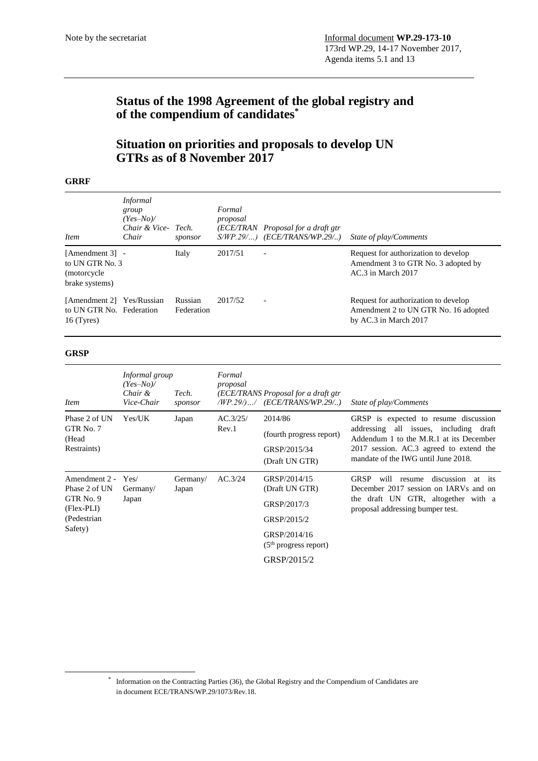Note by the secretariat

Informal document **WP.29-173-10**
173rd WP.29, 14-17 November 2017,
Agenda items 5.1 and 13

# Status of the 1998 Agreement of the global registry and of the compendium of candidates*

# Situation on priorities and proposals to develop UN GTRs as of 8 November 2017

**GRRF**

| *Item* | *Informal group (Yes–No)/ Chair & Vice-Chair* | *Tech. sponsor* | *Formal proposal (ECE/TRANS/WP.29/...)* | *Proposal for a draft gtr (ECE/TRANS/WP.29/..)* | *State of play/Comments* |
|---|---|---|---|---|---|
| [Amendment 3] to UN GTR No. 3 (motorcycle brake systems) | - | Italy | 2017/51 | - | Request for authorization to develop Amendment 3 to GTR No. 3 adopted by AC.3 in March 2017 |
| [Amendment 2] to UN GTR No. 16 (Tyres) | Yes/Russian Federation | Russian Federation | 2017/52 | - | Request for authorization to develop Amendment 2 to UN GTR No. 16 adopted by AC.3 in March 2017 |

**GRSP**

| *Item* | *Informal group (Yes–No)/ Chair & Vice-Chair* | *Tech. sponsor* | *Formal proposal (ECE/TRANS/WP.29/)…/* | *Proposal for a draft gtr (ECE/TRANS/WP.29/..)* | *State of play/Comments* |
|---|---|---|---|---|---|
| Phase 2 of UN GTR No. 7 (Head Restraints) | Yes/UK | Japan | AC.3/25/ Rev.1 | 2014/86<br>(fourth progress report)<br>GRSP/2015/34<br>(Draft UN GTR) | GRSP is expected to resume discussion addressing all issues, including draft Addendum 1 to the M.R.1 at its December 2017 session. AC.3 agreed to extend the mandate of the IWG until June 2018. |
| Amendment 2 - Phase 2 of UN GTR No. 9 (Flex-PLI) (Pedestrian Safety) | Yes/ Germany/ Japan | Germany/ Japan | AC.3/24 | GRSP/2014/15 (Draft UN GTR)<br>GRSP/2017/3<br>GRSP/2015/2<br>GRSP/2014/16 (5th progress report)<br>GRSP/2015/2 | GRSP will resume discussion at its December 2017 session on IARVs and on the draft UN GTR, altogether with a proposal addressing bumper test. |

\* Information on the Contracting Parties (36), the Global Registry and the Compendium of Candidates are in document ECE/TRANS/WP.29/1073/Rev.18.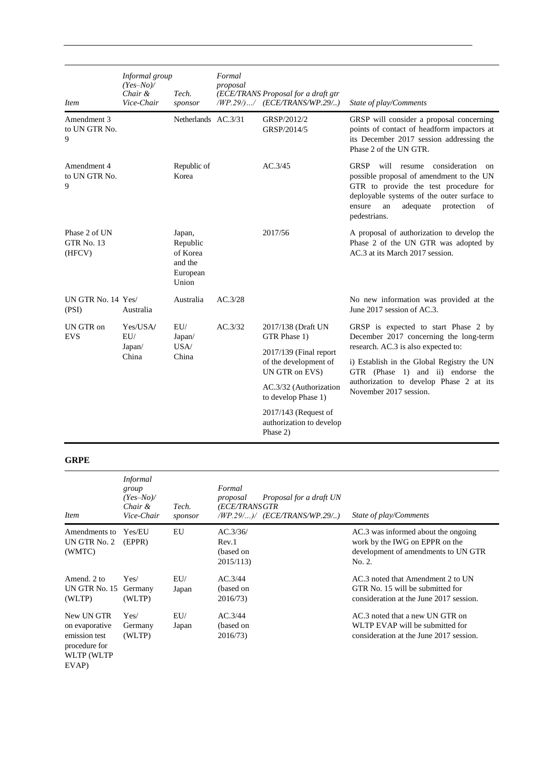| *Item* | *Informal group (Yes–No)/ Chair & Vice-Chair* | *Tech. sponsor* | *Formal proposal (ECE/TRANS /WP.29/)…/* | *Proposal for a draft gtr (ECE/TRANS/WP.29/..)* | *State of play/Comments* |
|---|---|---|---|---|---|
| Amendment 3 to UN GTR No. 9 | | Netherlands | AC.3/31 | GRSP/2012/2 GRSP/2014/5 | GRSP will consider a proposal concerning points of contact of headform impactors at its December 2017 session addressing the Phase 2 of the UN GTR. |
| Amendment 4 to UN GTR No. 9 | | Republic of Korea | | AC.3/45 | GRSP will resume consideration on possible proposal of amendment to the UN GTR to provide the test procedure for deployable systems of the outer surface to ensure an adequate protection of pedestrians. |
| Phase 2 of UN GTR No. 13 (HFCV) | | Japan, Republic of Korea and the European Union | | 2017/56 | A proposal of authorization to develop the Phase 2 of the UN GTR was adopted by AC.3 at its March 2017 session. |
| UN GTR No. 14 (PSI) | Yes/ Australia | Australia | AC.3/28 | | No new information was provided at the June 2017 session of AC.3. |
| UN GTR on EVS | Yes/USA/ EU/ Japan/ China | EU/ Japan/ USA/ China | AC.3/32 | 2017/138 (Draft UN GTR Phase 1)<br>2017/139 (Final report of the development of UN GTR on EVS)<br>AC.3/32 (Authorization to develop Phase 1)<br>2017/143 (Request of authorization to develop Phase 2) | GRSP is expected to start Phase 2 by December 2017 concerning the long-term research. AC.3 is also expected to:<br>i) Establish in the Global Registry the UN GTR (Phase 1) and ii) endorse the authorization to develop Phase 2 at its November 2017 session. |

**GRPE**

| *Item* | *Informal group (Yes–No)/ Chair & Vice-Chair* | *Tech. sponsor* | *Formal proposal (ECE/TRANS /WP.29/...)/* | *Proposal for a draft UN GTR (ECE/TRANS/WP.29/..)* | *State of play/Comments* |
|---|---|---|---|---|---|
| Amendments to UN GTR No. 2 (WMTC) | Yes/EU (EPPR) | EU | AC.3/36/ Rev.1 (based on 2015/113) | | AC.3 was informed about the ongoing work by the IWG on EPPR on the development of amendments to UN GTR No. 2. |
| Amend. 2 to UN GTR No. 15 (WLTP) | Yes/ Germany (WLTP) | EU/ Japan | AC.3/44 (based on 2016/73) | | AC.3 noted that Amendment 2 to UN GTR No. 15 will be submitted for consideration at the June 2017 session. |
| New UN GTR on evaporative emission test procedure for WLTP (WLTP EVAP) | Yes/ Germany (WLTP) | EU/ Japan | AC.3/44 (based on 2016/73) | | AC.3 noted that a new UN GTR on WLTP EVAP will be submitted for consideration at the June 2017 session. |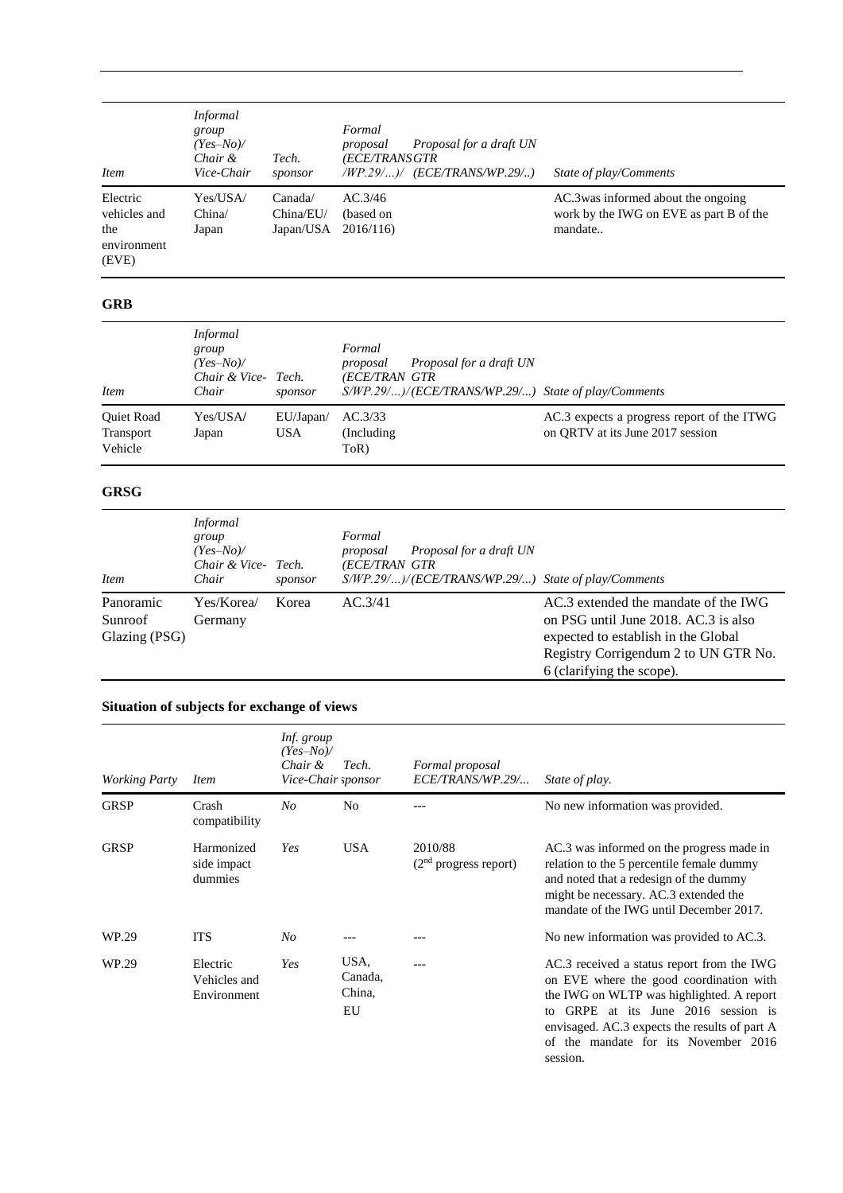| *Item* | *Informal group (Yes–No)/ Chair & Vice-Chair* | *Tech. sponsor* | *Formal proposal (ECE/TRANS/WP.29/...)/* | *Proposal for a draft UN GTR (ECE/TRANS/WP.29/..)* | *State of play/Comments* |
| --- | --- | --- | --- | --- | --- |
| Electric vehicles and the environment (EVE) | Yes/USA/ China/ Japan | Canada/ China/EU/ Japan/USA | AC.3/46 (based on 2016/116) | | AC.3was informed about the ongoing work by the IWG on EVE as part B of the mandate.. |

**GRB**

| *Item* | *Informal group (Yes–No)/ Chair & Vice-Chair* | *Tech. sponsor* | *Formal proposal (ECE/TRANS/WP.29/...)/* | *Proposal for a draft UN GTR (ECE/TRANS/WP.29/...)* | *State of play/Comments* |
| --- | --- | --- | --- | --- | --- |
| Quiet Road Transport Vehicle | Yes/USA/ Japan | EU/Japan/ USA | AC.3/33 (Including ToR) | | AC.3 expects a progress report of the ITWG on QRTV at its June 2017 session |

**GRSG**

| *Item* | *Informal group (Yes–No)/ Chair & Vice-Chair* | *Tech. sponsor* | *Formal proposal (ECE/TRANS/WP.29/...)/* | *Proposal for a draft UN GTR (ECE/TRANS/WP.29/...)* | *State of play/Comments* |
| --- | --- | --- | --- | --- | --- |
| Panoramic Sunroof Glazing (PSG) | Yes/Korea/ Germany | Korea | AC.3/41 | | AC.3 extended the mandate of the IWG on PSG until June 2018. AC.3 is also expected to establish in the Global Registry Corrigendum 2 to UN GTR No. 6 (clarifying the scope). |

**Situation of subjects for exchange of views**

| *Working Party* | *Item* | *Inf. group (Yes–No)/ Chair & Vice-Chair* | *Tech. sponsor* | *Formal proposal ECE/TRANS/WP.29/...* | *State of play.* |
| --- | --- | --- | --- | --- | --- |
| GRSP | Crash compatibility | *No* | No | --- | No new information was provided. |
| GRSP | Harmonized side impact dummies | *Yes* | USA | 2010/88 (2nd progress report) | AC.3 was informed on the progress made in relation to the 5 percentile female dummy and noted that a redesign of the dummy might be necessary. AC.3 extended the mandate of the IWG until December 2017. |
| WP.29 | ITS | *No* | --- | --- | No new information was provided to AC.3. |
| WP.29 | Electric Vehicles and Environment | *Yes* | USA, Canada, China, EU | --- | AC.3 received a status report from the IWG on EVE where the good coordination with the IWG on WLTP was highlighted. A report to GRPE at its June 2016 session is envisaged. AC.3 expects the results of part A of the mandate for its November 2016 session. |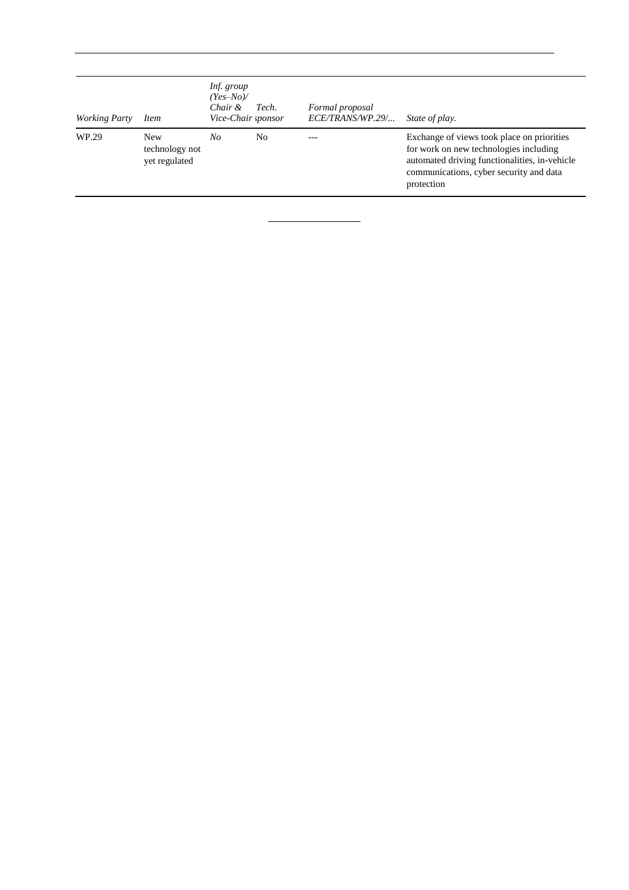| *Working Party* | *Item* | *Inf. group (Yes–No)/ Chair & Vice-Chair* | *Tech. sponsor* | *Formal proposal ECE/TRANS/WP.29/...* | *State of play.* |
|---|---|---|---|---|---|
| WP.29 | New technology not yet regulated | *No* | No | --- | Exchange of views took place on priorities for work on new technologies including automated driving functionalities, in-vehicle communications, cyber security and data protection |